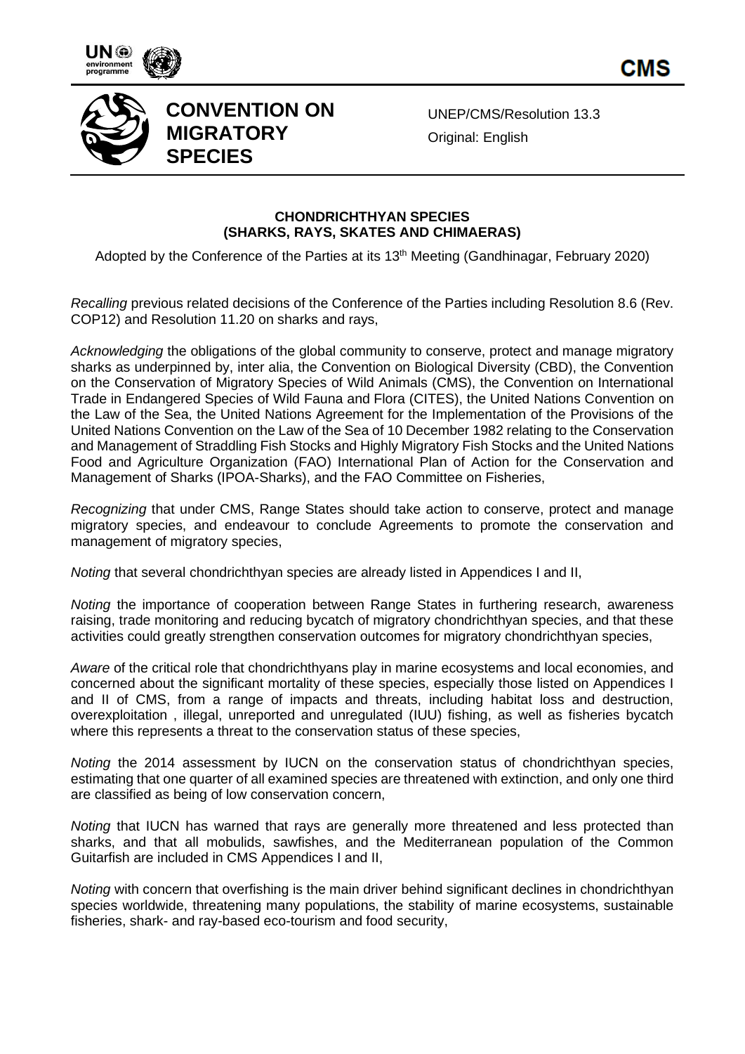**CONVENTION ON MIGRATORY SPECIES**

UNEP/CMS/Resolution 13.3

Original: English

# CHONDRICHTHYAN SPECIES (SHARKS, RAYS, SKATES AND CHIMAERAS)

Adopted by the Conference of the Parties at its 13th Meeting (Gandhinagar, February 2020)

*Recalling* previous related decisions of the Conference of the Parties including Resolution 8.6 (Rev. COP12) and Resolution 11.20 on sharks and rays,

*Acknowledging* the obligations of the global community to conserve, protect and manage migratory sharks as underpinned by, inter alia, the Convention on Biological Diversity (CBD), the Convention on the Conservation of Migratory Species of Wild Animals (CMS), the Convention on International Trade in Endangered Species of Wild Fauna and Flora (CITES), the United Nations Convention on the Law of the Sea, the United Nations Agreement for the Implementation of the Provisions of the United Nations Convention on the Law of the Sea of 10 December 1982 relating to the Conservation and Management of Straddling Fish Stocks and Highly Migratory Fish Stocks and the United Nations Food and Agriculture Organization (FAO) International Plan of Action for the Conservation and Management of Sharks (IPOA-Sharks), and the FAO Committee on Fisheries,

*Recognizing* that under CMS, Range States should take action to conserve, protect and manage migratory species, and endeavour to conclude Agreements to promote the conservation and management of migratory species,

*Noting* that several chondrichthyan species are already listed in Appendices I and II,

*Noting* the importance of cooperation between Range States in furthering research, awareness raising, trade monitoring and reducing bycatch of migratory chondrichthyan species, and that these activities could greatly strengthen conservation outcomes for migratory chondrichthyan species,

*Aware* of the critical role that chondrichthyans play in marine ecosystems and local economies, and concerned about the significant mortality of these species, especially those listed on Appendices I and II of CMS, from a range of impacts and threats, including habitat loss and destruction, overexploitation , illegal, unreported and unregulated (IUU) fishing, as well as fisheries bycatch where this represents a threat to the conservation status of these species,

*Noting* the 2014 assessment by IUCN on the conservation status of chondrichthyan species, estimating that one quarter of all examined species are threatened with extinction, and only one third are classified as being of low conservation concern,

*Noting* that IUCN has warned that rays are generally more threatened and less protected than sharks, and that all mobulids, sawfishes, and the Mediterranean population of the Common Guitarfish are included in CMS Appendices I and II,

*Noting* with concern that overfishing is the main driver behind significant declines in chondrichthyan species worldwide, threatening many populations, the stability of marine ecosystems, sustainable fisheries, shark- and ray-based eco-tourism and food security,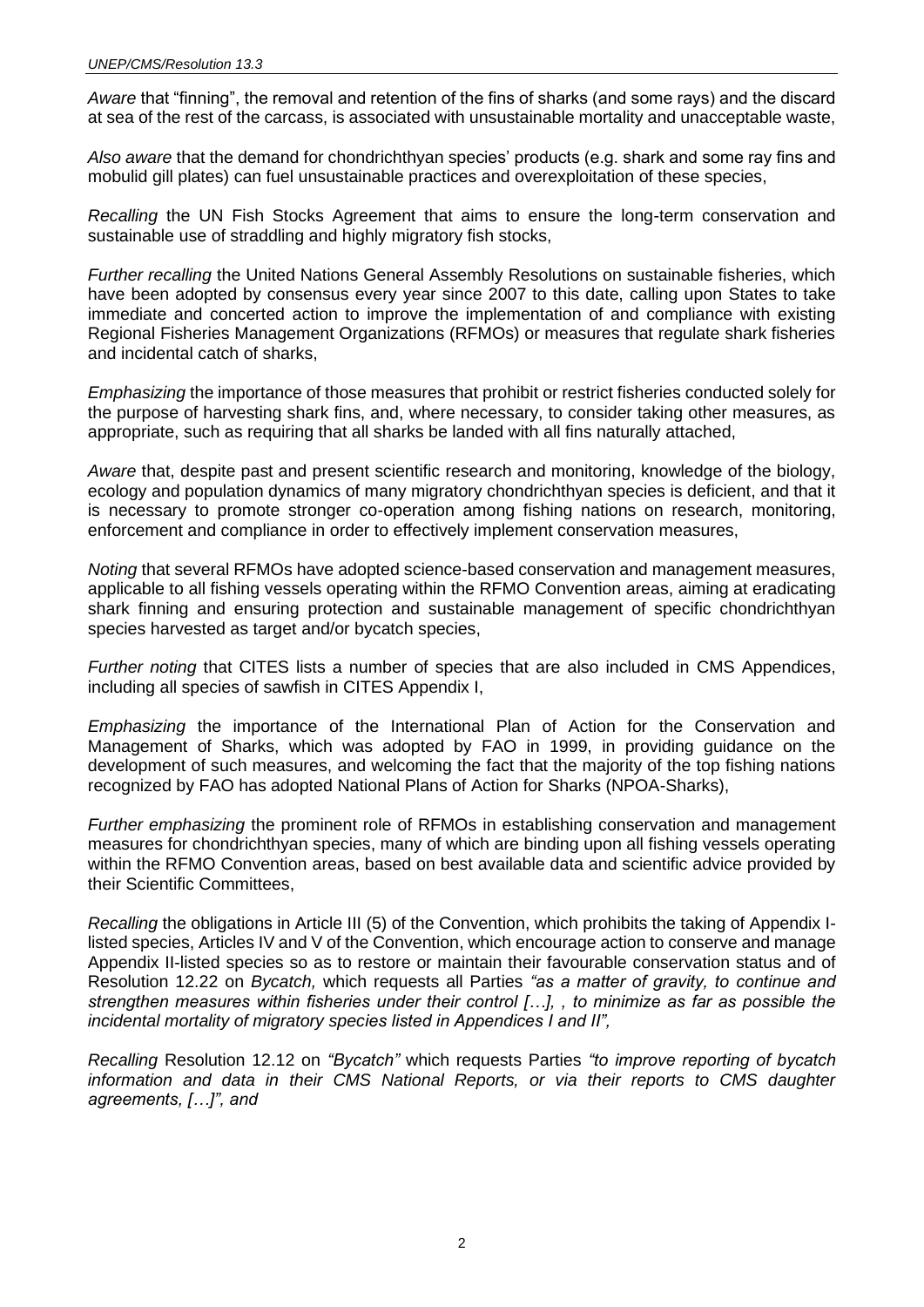*Aware* that "finning", the removal and retention of the fins of sharks (and some rays) and the discard at sea of the rest of the carcass, is associated with unsustainable mortality and unacceptable waste,

*Also aware* that the demand for chondrichthyan species' products (e.g. shark and some ray fins and mobulid gill plates) can fuel unsustainable practices and overexploitation of these species,

*Recalling* the UN Fish Stocks Agreement that aims to ensure the long-term conservation and sustainable use of straddling and highly migratory fish stocks,

*Further recalling* the United Nations General Assembly Resolutions on sustainable fisheries, which have been adopted by consensus every year since 2007 to this date, calling upon States to take immediate and concerted action to improve the implementation of and compliance with existing Regional Fisheries Management Organizations (RFMOs) or measures that regulate shark fisheries and incidental catch of sharks,

*Emphasizing* the importance of those measures that prohibit or restrict fisheries conducted solely for the purpose of harvesting shark fins, and, where necessary, to consider taking other measures, as appropriate, such as requiring that all sharks be landed with all fins naturally attached,

*Aware* that, despite past and present scientific research and monitoring, knowledge of the biology, ecology and population dynamics of many migratory chondrichthyan species is deficient, and that it is necessary to promote stronger co-operation among fishing nations on research, monitoring, enforcement and compliance in order to effectively implement conservation measures,

*Noting* that several RFMOs have adopted science-based conservation and management measures, applicable to all fishing vessels operating within the RFMO Convention areas, aiming at eradicating shark finning and ensuring protection and sustainable management of specific chondrichthyan species harvested as target and/or bycatch species,

*Further noting* that CITES lists a number of species that are also included in CMS Appendices, including all species of sawfish in CITES Appendix I,

*Emphasizing* the importance of the International Plan of Action for the Conservation and Management of Sharks, which was adopted by FAO in 1999, in providing guidance on the development of such measures, and welcoming the fact that the majority of the top fishing nations recognized by FAO has adopted National Plans of Action for Sharks (NPOA-Sharks),

*Further emphasizing* the prominent role of RFMOs in establishing conservation and management measures for chondrichthyan species, many of which are binding upon all fishing vessels operating within the RFMO Convention areas, based on best available data and scientific advice provided by their Scientific Committees,

*Recalling* the obligations in Article III (5) of the Convention, which prohibits the taking of Appendix I-listed species, Articles IV and V of the Convention, which encourage action to conserve and manage Appendix II-listed species so as to restore or maintain their favourable conservation status and of Resolution 12.22 on *Bycatch,* which requests all Parties *"as a matter of gravity, to continue and strengthen measures within fisheries under their control […], , to minimize as far as possible the incidental mortality of migratory species listed in Appendices I and II",*

*Recalling* Resolution 12.12 on *"Bycatch"* which requests Parties *"to improve reporting of bycatch information and data in their CMS National Reports, or via their reports to CMS daughter agreements, […]", and*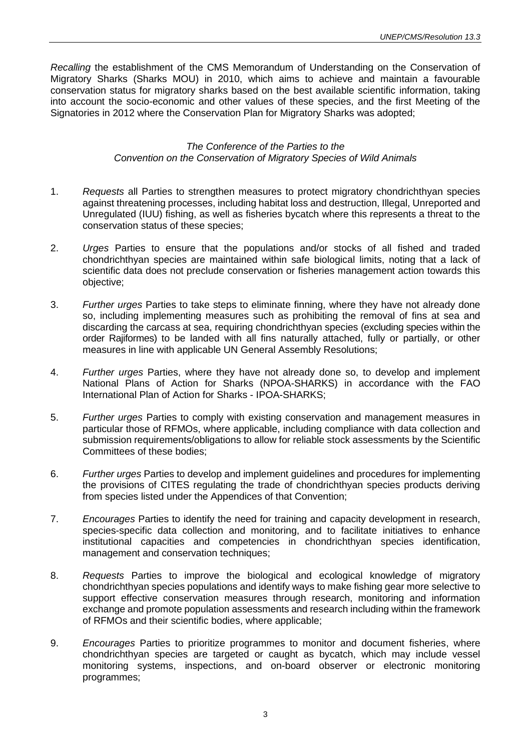*Recalling* the establishment of the CMS Memorandum of Understanding on the Conservation of Migratory Sharks (Sharks MOU) in 2010, which aims to achieve and maintain a favourable conservation status for migratory sharks based on the best available scientific information, taking into account the socio-economic and other values of these species, and the first Meeting of the Signatories in 2012 where the Conservation Plan for Migratory Sharks was adopted;

*The Conference of the Parties to the*
*Convention on the Conservation of Migratory Species of Wild Animals*

1. *Requests* all Parties to strengthen measures to protect migratory chondrichthyan species against threatening processes, including habitat loss and destruction, Illegal, Unreported and Unregulated (IUU) fishing, as well as fisheries bycatch where this represents a threat to the conservation status of these species;

2. *Urges* Parties to ensure that the populations and/or stocks of all fished and traded chondrichthyan species are maintained within safe biological limits, noting that a lack of scientific data does not preclude conservation or fisheries management action towards this objective;

3. *Further urges* Parties to take steps to eliminate finning, where they have not already done so, including implementing measures such as prohibiting the removal of fins at sea and discarding the carcass at sea, requiring chondrichthyan species (excluding species within the order Rajiformes) to be landed with all fins naturally attached, fully or partially, or other measures in line with applicable UN General Assembly Resolutions;

4. *Further urges* Parties, where they have not already done so, to develop and implement National Plans of Action for Sharks (NPOA-SHARKS) in accordance with the FAO International Plan of Action for Sharks - IPOA-SHARKS;

5. *Further urges* Parties to comply with existing conservation and management measures in particular those of RFMOs, where applicable, including compliance with data collection and submission requirements/obligations to allow for reliable stock assessments by the Scientific Committees of these bodies;

6. *Further urges* Parties to develop and implement guidelines and procedures for implementing the provisions of CITES regulating the trade of chondrichthyan species products deriving from species listed under the Appendices of that Convention;

7. *Encourages* Parties to identify the need for training and capacity development in research, species-specific data collection and monitoring, and to facilitate initiatives to enhance institutional capacities and competencies in chondrichthyan species identification, management and conservation techniques;

8. *Requests* Parties to improve the biological and ecological knowledge of migratory chondrichthyan species populations and identify ways to make fishing gear more selective to support effective conservation measures through research, monitoring and information exchange and promote population assessments and research including within the framework of RFMOs and their scientific bodies, where applicable;

9. *Encourages* Parties to prioritize programmes to monitor and document fisheries, where chondrichthyan species are targeted or caught as bycatch, which may include vessel monitoring systems, inspections, and on-board observer or electronic monitoring programmes;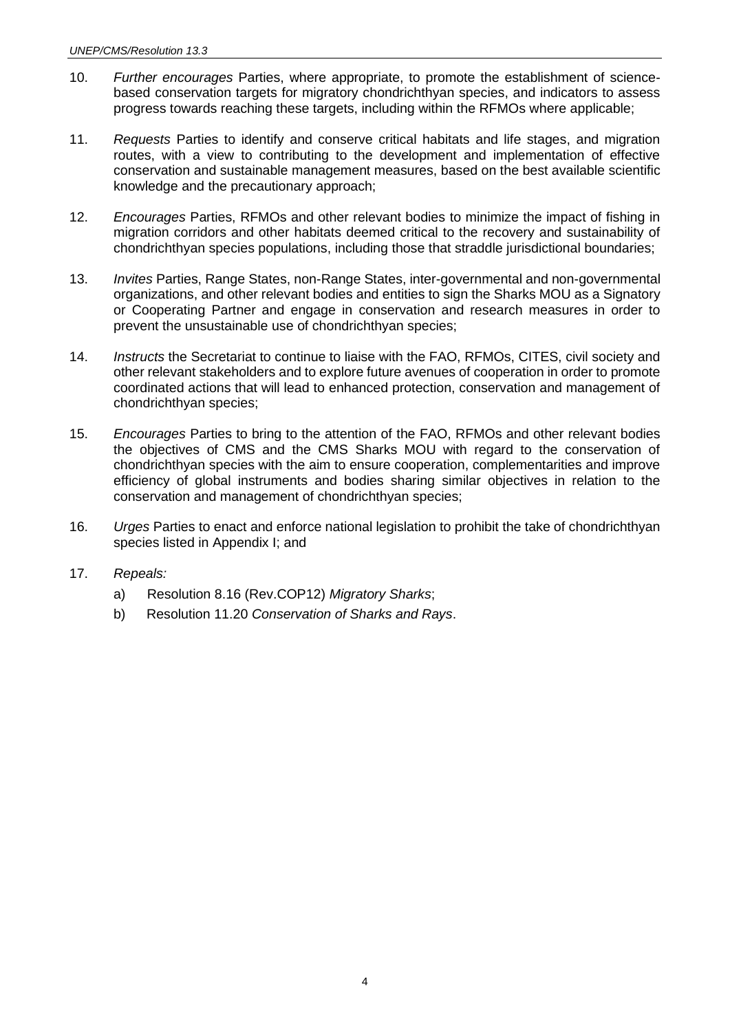10. *Further encourages* Parties, where appropriate, to promote the establishment of science-based conservation targets for migratory chondrichthyan species, and indicators to assess progress towards reaching these targets, including within the RFMOs where applicable;

11. *Requests* Parties to identify and conserve critical habitats and life stages, and migration routes, with a view to contributing to the development and implementation of effective conservation and sustainable management measures, based on the best available scientific knowledge and the precautionary approach;

12. *Encourages* Parties, RFMOs and other relevant bodies to minimize the impact of fishing in migration corridors and other habitats deemed critical to the recovery and sustainability of chondrichthyan species populations, including those that straddle jurisdictional boundaries;

13. *Invites* Parties, Range States, non-Range States, inter-governmental and non-governmental organizations, and other relevant bodies and entities to sign the Sharks MOU as a Signatory or Cooperating Partner and engage in conservation and research measures in order to prevent the unsustainable use of chondrichthyan species;

14. *Instructs* the Secretariat to continue to liaise with the FAO, RFMOs, CITES, civil society and other relevant stakeholders and to explore future avenues of cooperation in order to promote coordinated actions that will lead to enhanced protection, conservation and management of chondrichthyan species;

15. *Encourages* Parties to bring to the attention of the FAO, RFMOs and other relevant bodies the objectives of CMS and the CMS Sharks MOU with regard to the conservation of chondrichthyan species with the aim to ensure cooperation, complementarities and improve efficiency of global instruments and bodies sharing similar objectives in relation to the conservation and management of chondrichthyan species;

16. *Urges* Parties to enact and enforce national legislation to prohibit the take of chondrichthyan species listed in Appendix I; and

17. *Repeals:*
    a) Resolution 8.16 (Rev.COP12) *Migratory Sharks*;
    b) Resolution 11.20 *Conservation of Sharks and Rays*.